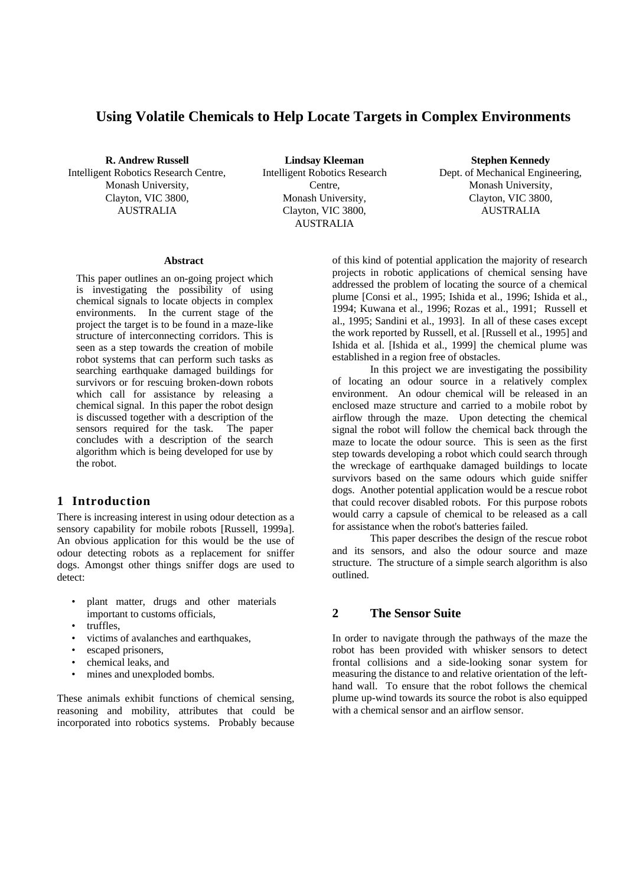# Using Volatile Chemicals to Help Locate Targets in Complex Environments

**R. Andrew Russell**
Intelligent Robotics Research Centre,
Monash University,
Clayton, VIC 3800,
AUSTRALIA

**Lindsay Kleeman**
Intelligent Robotics Research Centre,
Monash University,
Clayton, VIC 3800,
AUSTRALIA

**Stephen Kennedy**
Dept. of Mechanical Engineering,
Monash University,
Clayton, VIC 3800,
AUSTRALIA

### Abstract

This paper outlines an on-going project which is investigating the possibility of using chemical signals to locate objects in complex environments. In the current stage of the project the target is to be found in a maze-like structure of interconnecting corridors. This is seen as a step towards the creation of mobile robot systems that can perform such tasks as searching earthquake damaged buildings for survivors or for rescuing broken-down robots which call for assistance by releasing a chemical signal. In this paper the robot design is discussed together with a description of the sensors required for the task. The paper concludes with a description of the search algorithm which is being developed for use by the robot.

## 1 Introduction

There is increasing interest in using odour detection as a sensory capability for mobile robots [Russell, 1999a]. An obvious application for this would be the use of odour detecting robots as a replacement for sniffer dogs. Amongst other things sniffer dogs are used to detect:

- plant matter, drugs and other materials important to customs officials,
- truffles,
- victims of avalanches and earthquakes,
- escaped prisoners,
- chemical leaks, and
- mines and unexploded bombs.

These animals exhibit functions of chemical sensing, reasoning and mobility, attributes that could be incorporated into robotics systems. Probably because of this kind of potential application the majority of research projects in robotic applications of chemical sensing have addressed the problem of locating the source of a chemical plume [Consi et al., 1995; Ishida et al., 1996; Ishida et al., 1994; Kuwana et al., 1996; Rozas et al., 1991; Russell et al., 1995; Sandini et al., 1993]. In all of these cases except the work reported by Russell, et al. [Russell et al., 1995] and Ishida et al. [Ishida et al., 1999] the chemical plume was established in a region free of obstacles.

In this project we are investigating the possibility of locating an odour source in a relatively complex environment. An odour chemical will be released in an enclosed maze structure and carried to a mobile robot by airflow through the maze. Upon detecting the chemical signal the robot will follow the chemical back through the maze to locate the odour source. This is seen as the first step towards developing a robot which could search through the wreckage of earthquake damaged buildings to locate survivors based on the same odours which guide sniffer dogs. Another potential application would be a rescue robot that could recover disabled robots. For this purpose robots would carry a capsule of chemical to be released as a call for assistance when the robot's batteries failed.

This paper describes the design of the rescue robot and its sensors, and also the odour source and maze structure. The structure of a simple search algorithm is also outlined.

## 2 The Sensor Suite

In order to navigate through the pathways of the maze the robot has been provided with whisker sensors to detect frontal collisions and a side-looking sonar system for measuring the distance to and relative orientation of the left-hand wall. To ensure that the robot follows the chemical plume up-wind towards its source the robot is also equipped with a chemical sensor and an airflow sensor.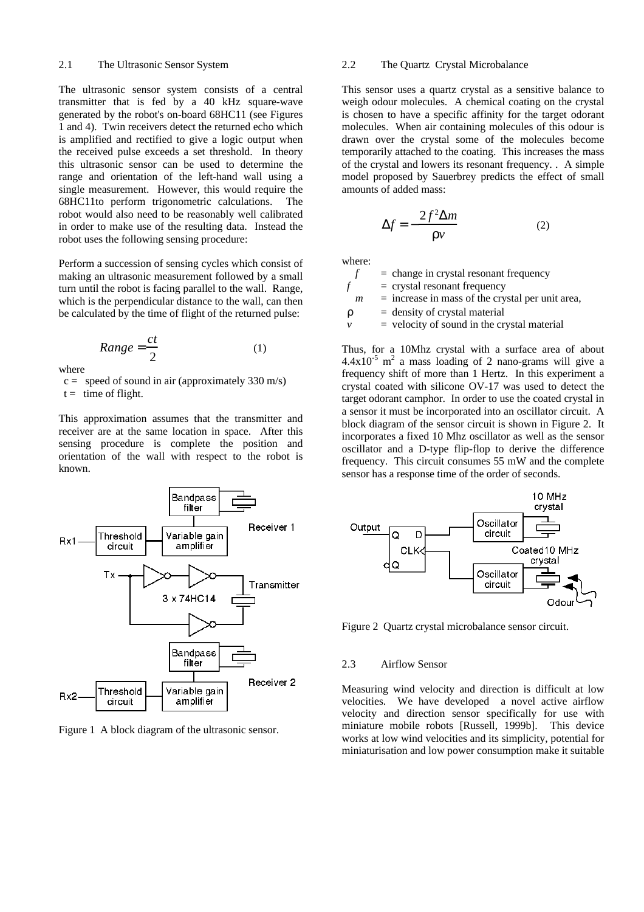### 2.1 The Ultrasonic Sensor System

The ultrasonic sensor system consists of a central transmitter that is fed by a 40 kHz square-wave generated by the robot's on-board 68HC11 (see Figures 1 and 4). Twin receivers detect the returned echo which is amplified and rectified to give a logic output when the received pulse exceeds a set threshold. In theory this ultrasonic sensor can be used to determine the range and orientation of the left-hand wall using a single measurement. However, this would require the 68HC11to perform trigonometric calculations. The robot would also need to be reasonably well calibrated in order to make use of the resulting data. Instead the robot uses the following sensing procedure:

Perform a succession of sensing cycles which consist of making an ultrasonic measurement followed by a small turn until the robot is facing parallel to the wall. Range, which is the perpendicular distance to the wall, can then be calculated by the time of flight of the returned pulse:

$$Range = \frac{ct}{2} \qquad (1)$$

where

$c$ = speed of sound in air (approximately 330 m/s)
$t$ = time of flight.

This approximation assumes that the transmitter and receiver are at the same location in space. After this sensing procedure is complete the position and orientation of the wall with respect to the robot is known.

Figure 1 A block diagram of the ultrasonic sensor.

### 2.2 The Quartz Crystal Microbalance

This sensor uses a quartz crystal as a sensitive balance to weigh odour molecules. A chemical coating on the crystal is chosen to have a specific affinity for the target odorant molecules. When air containing molecules of this odour is drawn over the crystal some of the molecules become temporarily attached to the coating. This increases the mass of the crystal and lowers its resonant frequency. . A simple model proposed by Sauerbrey predicts the effect of small amounts of added mass:

$$\Delta f = -\frac{2f^2\Delta m}{\rho v} \qquad (2)$$

where:

$\Delta f$ = change in crystal resonant frequency
$f$ = crystal resonant frequency
$\Delta m$ = increase in mass of the crystal per unit area,
$\rho$ = density of crystal material
$v$ = velocity of sound in the crystal material

Thus, for a 10Mhz crystal with a surface area of about $4.4\text{x}10^{-5}$ $m^2$ a mass loading of 2 nano-grams will give a frequency shift of more than 1 Hertz. In this experiment a crystal coated with silicone OV-17 was used to detect the target odorant camphor. In order to use the coated crystal in a sensor it must be incorporated into an oscillator circuit. A block diagram of the sensor circuit is shown in Figure 2. It incorporates a fixed 10 Mhz oscillator as well as the sensor oscillator and a D-type flip-flop to derive the difference frequency. This circuit consumes 55 mW and the complete sensor has a response time of the order of seconds.

Figure 2 Quartz crystal microbalance sensor circuit.

### 2.3 Airflow Sensor

Measuring wind velocity and direction is difficult at low velocities. We have developed a novel active airflow velocity and direction sensor specifically for use with miniature mobile robots [Russell, 1999b]. This device works at low wind velocities and its simplicity, potential for miniaturisation and low power consumption make it suitable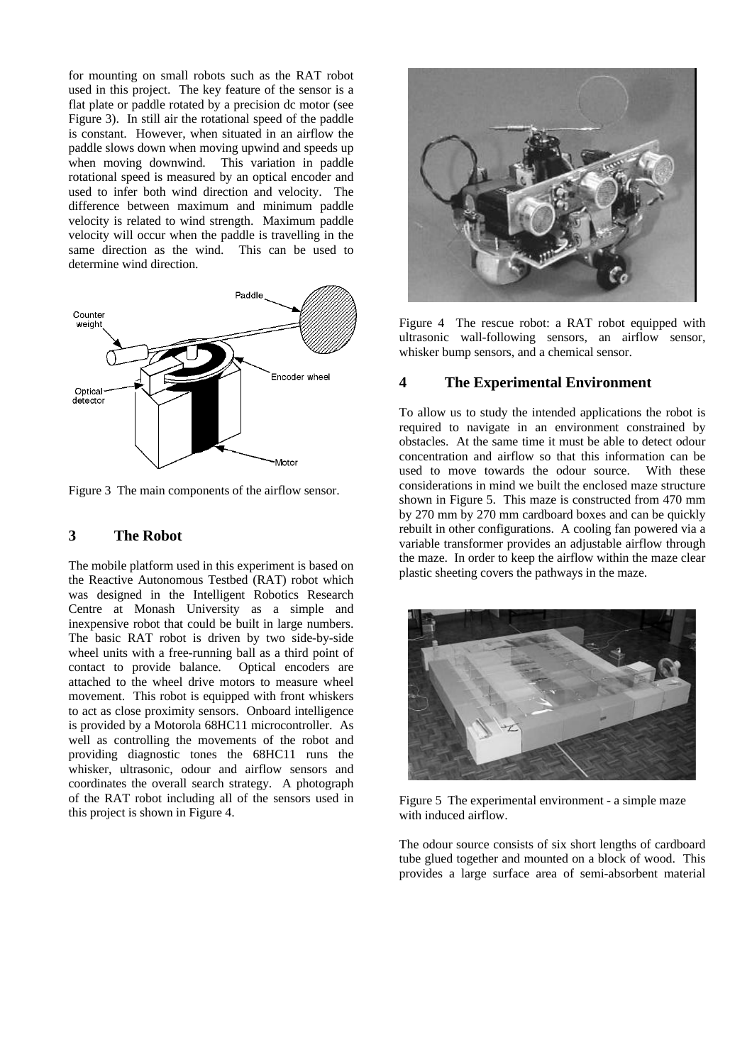for mounting on small robots such as the RAT robot used in this project. The key feature of the sensor is a flat plate or paddle rotated by a precision dc motor (see Figure 3). In still air the rotational speed of the paddle is constant. However, when situated in an airflow the paddle slows down when moving upwind and speeds up when moving downwind. This variation in paddle rotational speed is measured by an optical encoder and used to infer both wind direction and velocity. The difference between maximum and minimum paddle velocity is related to wind strength. Maximum paddle velocity will occur when the paddle is travelling in the same direction as the wind. This can be used to determine wind direction.

Figure 3 The main components of the airflow sensor.

## 3 The Robot

The mobile platform used in this experiment is based on the Reactive Autonomous Testbed (RAT) robot which was designed in the Intelligent Robotics Research Centre at Monash University as a simple and inexpensive robot that could be built in large numbers. The basic RAT robot is driven by two side-by-side wheel units with a free-running ball as a third point of contact to provide balance. Optical encoders are attached to the wheel drive motors to measure wheel movement. This robot is equipped with front whiskers to act as close proximity sensors. Onboard intelligence is provided by a Motorola 68HC11 microcontroller. As well as controlling the movements of the robot and providing diagnostic tones the 68HC11 runs the whisker, ultrasonic, odour and airflow sensors and coordinates the overall search strategy. A photograph of the RAT robot including all of the sensors used in this project is shown in Figure 4.

Figure 4 The rescue robot: a RAT robot equipped with ultrasonic wall-following sensors, an airflow sensor, whisker bump sensors, and a chemical sensor.

## 4 The Experimental Environment

To allow us to study the intended applications the robot is required to navigate in an environment constrained by obstacles. At the same time it must be able to detect odour concentration and airflow so that this information can be used to move towards the odour source. With these considerations in mind we built the enclosed maze structure shown in Figure 5. This maze is constructed from 470 mm by 270 mm by 270 mm cardboard boxes and can be quickly rebuilt in other configurations. A cooling fan powered via a variable transformer provides an adjustable airflow through the maze. In order to keep the airflow within the maze clear plastic sheeting covers the pathways in the maze.

Figure 5 The experimental environment - a simple maze with induced airflow.

The odour source consists of six short lengths of cardboard tube glued together and mounted on a block of wood. This provides a large surface area of semi-absorbent material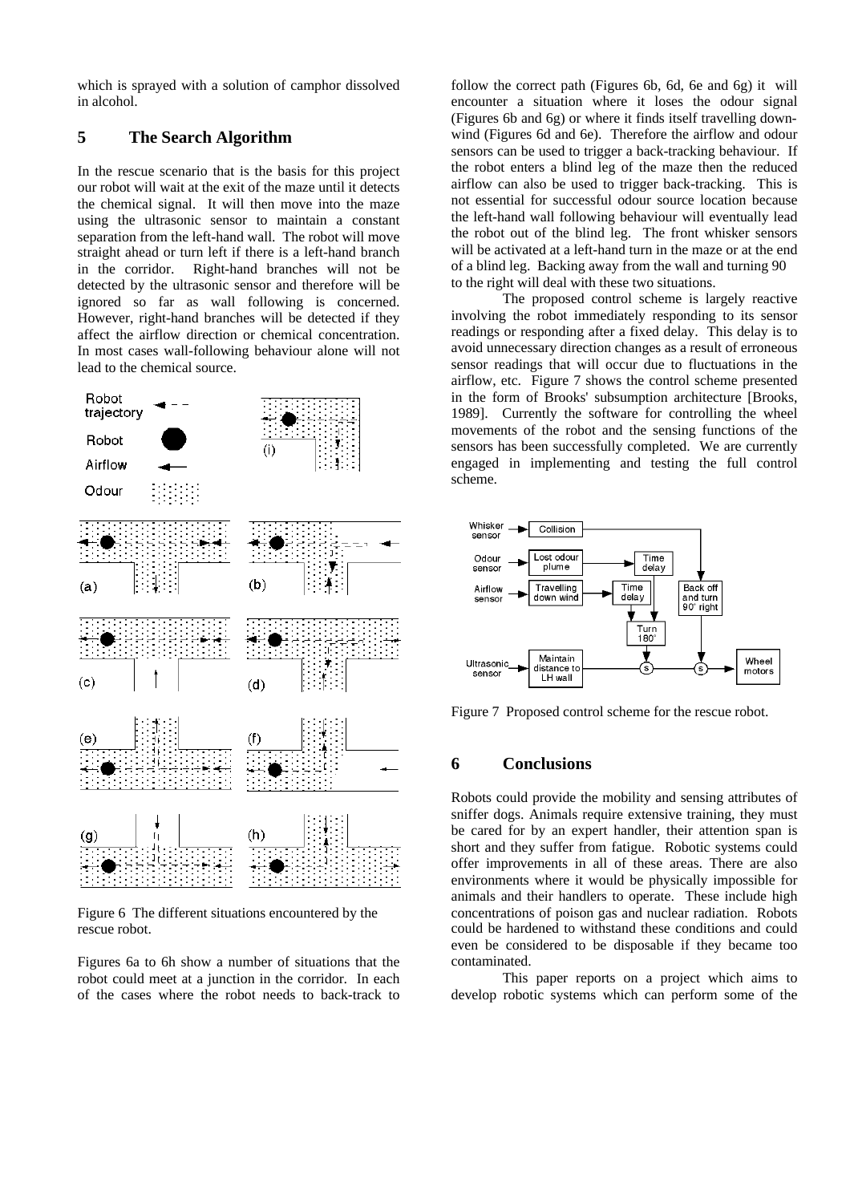which is sprayed with a solution of camphor dissolved in alcohol.

## 5 The Search Algorithm

In the rescue scenario that is the basis for this project our robot will wait at the exit of the maze until it detects the chemical signal. It will then move into the maze using the ultrasonic sensor to maintain a constant separation from the left-hand wall. The robot will move straight ahead or turn left if there is a left-hand branch in the corridor. Right-hand branches will not be detected by the ultrasonic sensor and therefore will be ignored so far as wall following is concerned. However, right-hand branches will be detected if they affect the airflow direction or chemical concentration. In most cases wall-following behaviour alone will not lead to the chemical source.

Figure 6 The different situations encountered by the rescue robot.

Figures 6a to 6h show a number of situations that the robot could meet at a junction in the corridor. In each of the cases where the robot needs to back-track to follow the correct path (Figures 6b, 6d, 6e and 6g) it will encounter a situation where it loses the odour signal (Figures 6b and 6g) or where it finds itself travelling down-wind (Figures 6d and 6e). Therefore the airflow and odour sensors can be used to trigger a back-tracking behaviour. If the robot enters a blind leg of the maze then the reduced airflow can also be used to trigger back-tracking. This is not essential for successful odour source location because the left-hand wall following behaviour will eventually lead the robot out of the blind leg. The front whisker sensors will be activated at a left-hand turn in the maze or at the end of a blind leg. Backing away from the wall and turning 90 to the right will deal with these two situations.

The proposed control scheme is largely reactive involving the robot immediately responding to its sensor readings or responding after a fixed delay. This delay is to avoid unnecessary direction changes as a result of erroneous sensor readings that will occur due to fluctuations in the airflow, etc. Figure 7 shows the control scheme presented in the form of Brooks' subsumption architecture [Brooks, 1989]. Currently the software for controlling the wheel movements of the robot and the sensing functions of the sensors has been successfully completed. We are currently engaged in implementing and testing the full control scheme.

Figure 7 Proposed control scheme for the rescue robot.

## 6 Conclusions

Robots could provide the mobility and sensing attributes of sniffer dogs. Animals require extensive training, they must be cared for by an expert handler, their attention span is short and they suffer from fatigue. Robotic systems could offer improvements in all of these areas. There are also environments where it would be physically impossible for animals and their handlers to operate. These include high concentrations of poison gas and nuclear radiation. Robots could be hardened to withstand these conditions and could even be considered to be disposable if they became too contaminated.

This paper reports on a project which aims to develop robotic systems which can perform some of the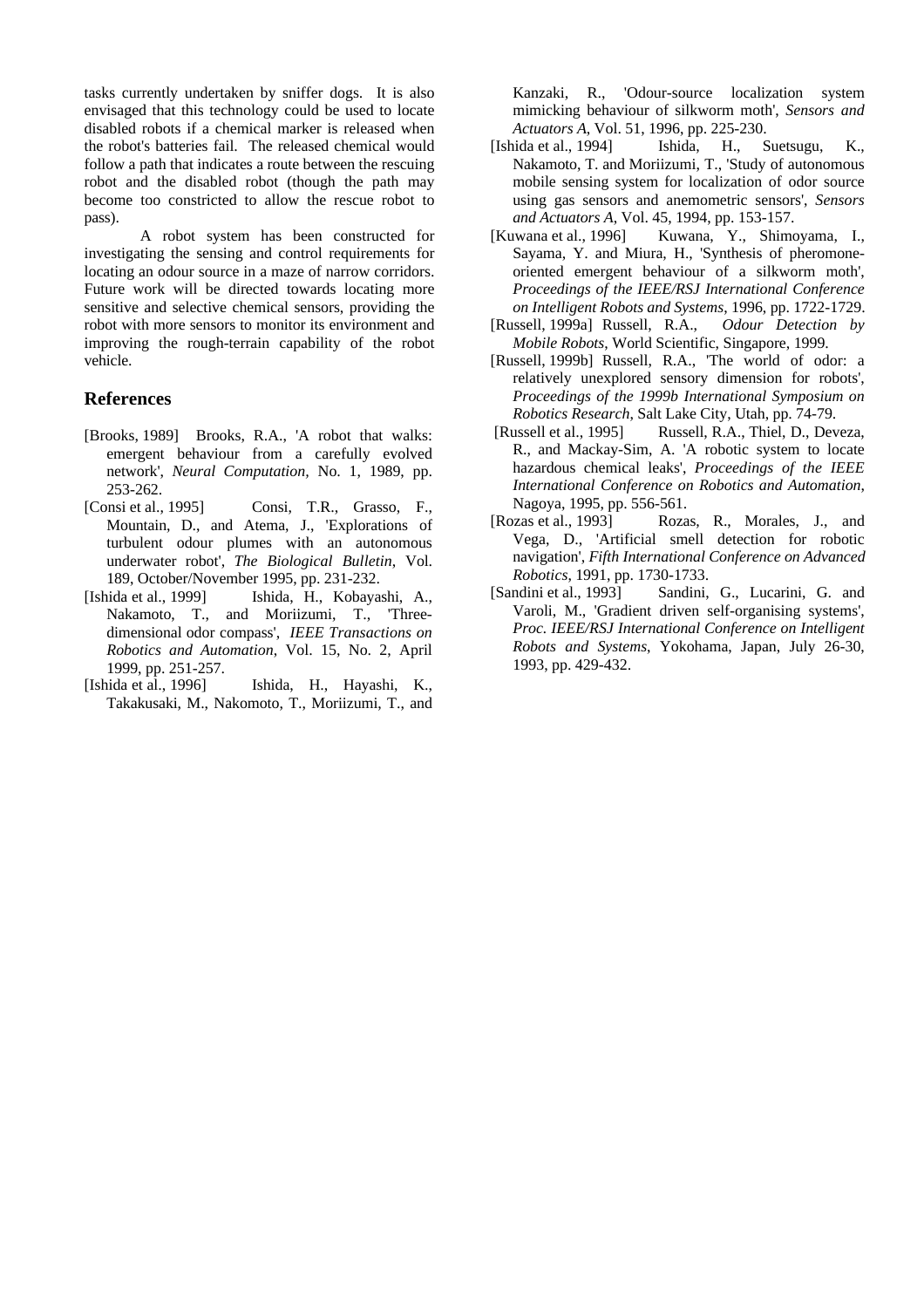tasks currently undertaken by sniffer dogs. It is also envisaged that this technology could be used to locate disabled robots if a chemical marker is released when the robot's batteries fail. The released chemical would follow a path that indicates a route between the rescuing robot and the disabled robot (though the path may become too constricted to allow the rescue robot to pass).

A robot system has been constructed for investigating the sensing and control requirements for locating an odour source in a maze of narrow corridors. Future work will be directed towards locating more sensitive and selective chemical sensors, providing the robot with more sensors to monitor its environment and improving the rough-terrain capability of the robot vehicle.

## References

[Brooks, 1989] Brooks, R.A., 'A robot that walks: emergent behaviour from a carefully evolved network', *Neural Computation*, No. 1, 1989, pp. 253-262.

[Consi et al., 1995] Consi, T.R., Grasso, F., Mountain, D., and Atema, J., 'Explorations of turbulent odour plumes with an autonomous underwater robot', *The Biological Bulletin*, Vol. 189, October/November 1995, pp. 231-232.

[Ishida et al., 1999] Ishida, H., Kobayashi, A., Nakamoto, T., and Moriizumi, T., 'Three-dimensional odor compass', *IEEE Transactions on Robotics and Automation*, Vol. 15, No. 2, April 1999, pp. 251-257.

[Ishida et al., 1996] Ishida, H., Hayashi, K., Takakusaki, M., Nakomoto, T., Moriizumi, T., and Kanzaki, R., 'Odour-source localization system mimicking behaviour of silkworm moth', *Sensors and Actuators A*, Vol. 51, 1996, pp. 225-230.

[Ishida et al., 1994] Ishida, H., Suetsugu, K., Nakamoto, T. and Moriizumi, T., 'Study of autonomous mobile sensing system for localization of odor source using gas sensors and anemometric sensors', *Sensors and Actuators A*, Vol. 45, 1994, pp. 153-157.

[Kuwana et al., 1996] Kuwana, Y., Shimoyama, I., Sayama, Y. and Miura, H., 'Synthesis of pheromone-oriented emergent behaviour of a silkworm moth', *Proceedings of the IEEE/RSJ International Conference on Intelligent Robots and Systems*, 1996, pp. 1722-1729.

[Russell, 1999a] Russell, R.A., *Odour Detection by Mobile Robots*, World Scientific, Singapore, 1999.

[Russell, 1999b] Russell, R.A., 'The world of odor: a relatively unexplored sensory dimension for robots', *Proceedings of the 1999b International Symposium on Robotics Research*, Salt Lake City, Utah, pp. 74-79.

[Russell et al., 1995] Russell, R.A., Thiel, D., Deveza, R., and Mackay-Sim, A. 'A robotic system to locate hazardous chemical leaks', *Proceedings of the IEEE International Conference on Robotics and Automation*, Nagoya, 1995, pp. 556-561.

[Rozas et al., 1993] Rozas, R., Morales, J., and Vega, D., 'Artificial smell detection for robotic navigation', *Fifth International Conference on Advanced Robotics*, 1991, pp. 1730-1733.

[Sandini et al., 1993] Sandini, G., Lucarini, G. and Varoli, M., 'Gradient driven self-organising systems', *Proc. IEEE/RSJ International Conference on Intelligent Robots and Systems*, Yokohama, Japan, July 26-30, 1993, pp. 429-432.